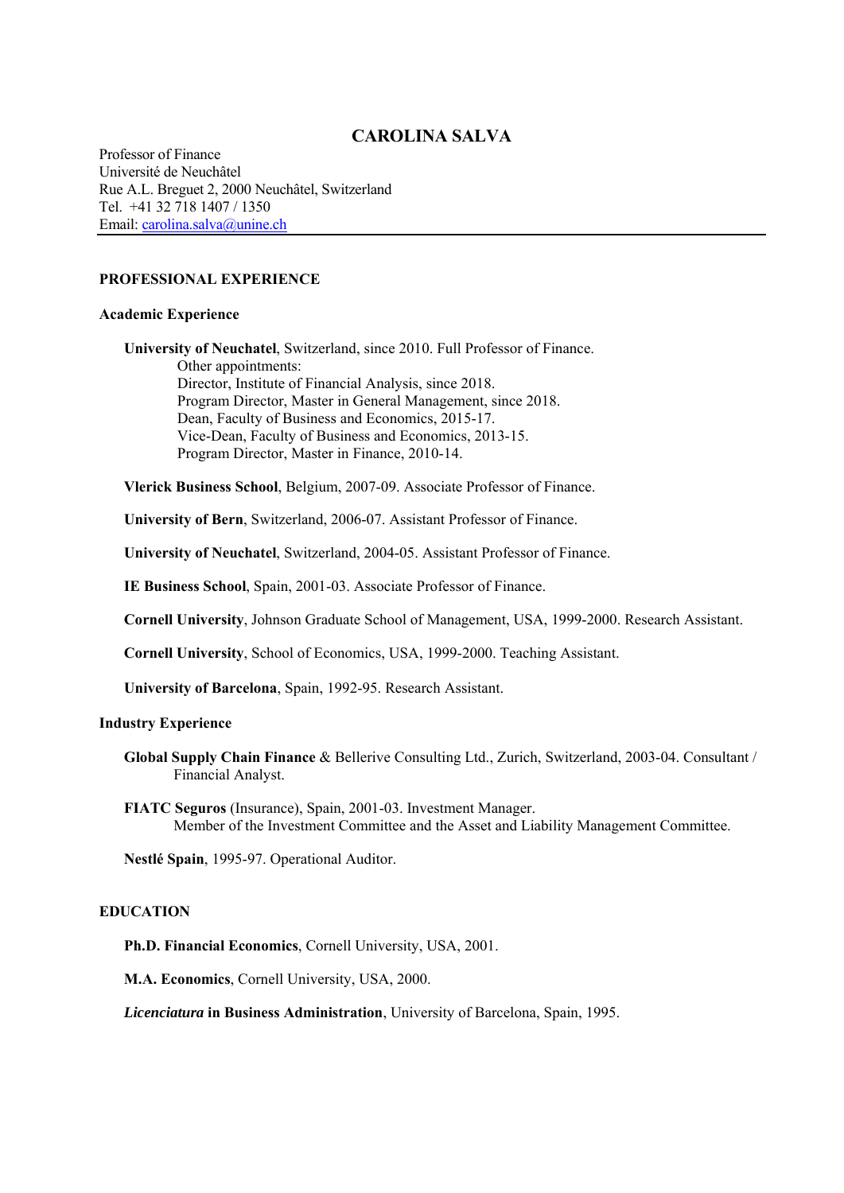# CAROLINA SALVA

Professor of Finance
Université de Neuchâtel
Rue A.L. Breguet 2, 2000 Neuchâtel, Switzerland
Tel. +41 32 718 1407 / 1350
Email: carolina.salva@unine.ch

## PROFESSIONAL EXPERIENCE

### Academic Experience

**University of Neuchatel**, Switzerland, since 2010. Full Professor of Finance.
Other appointments:
Director, Institute of Financial Analysis, since 2018.
Program Director, Master in General Management, since 2018.
Dean, Faculty of Business and Economics, 2015-17.
Vice-Dean, Faculty of Business and Economics, 2013-15.
Program Director, Master in Finance, 2010-14.

**Vlerick Business School**, Belgium, 2007-09. Associate Professor of Finance.

**University of Bern**, Switzerland, 2006-07. Assistant Professor of Finance.

**University of Neuchatel**, Switzerland, 2004-05. Assistant Professor of Finance.

**IE Business School**, Spain, 2001-03. Associate Professor of Finance.

**Cornell University**, Johnson Graduate School of Management, USA, 1999-2000. Research Assistant.

**Cornell University**, School of Economics, USA, 1999-2000. Teaching Assistant.

**University of Barcelona**, Spain, 1992-95. Research Assistant.

### Industry Experience

**Global Supply Chain Finance** & Bellerive Consulting Ltd., Zurich, Switzerland, 2003-04. Consultant / Financial Analyst.

**FIATC Seguros** (Insurance), Spain, 2001-03. Investment Manager.
Member of the Investment Committee and the Asset and Liability Management Committee.

**Nestlé Spain**, 1995-97. Operational Auditor.

## EDUCATION

**Ph.D. Financial Economics**, Cornell University, USA, 2001.

**M.A. Economics**, Cornell University, USA, 2000.

***Licenciatura* in Business Administration**, University of Barcelona, Spain, 1995.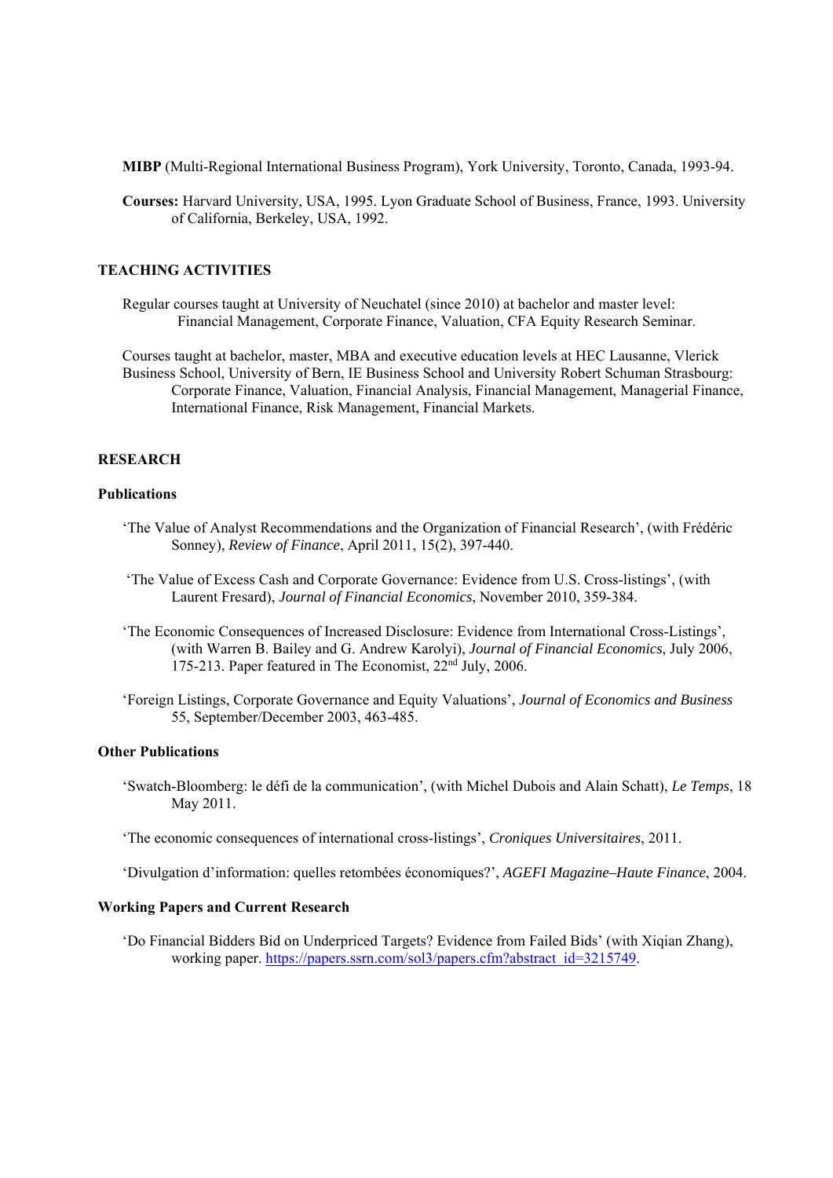**MIBP** (Multi-Regional International Business Program), York University, Toronto, Canada, 1993-94.

**Courses:** Harvard University, USA, 1995. Lyon Graduate School of Business, France, 1993. University of California, Berkeley, USA, 1992.

## TEACHING ACTIVITIES

Regular courses taught at University of Neuchatel (since 2010) at bachelor and master level:
Financial Management, Corporate Finance, Valuation, CFA Equity Research Seminar.

Courses taught at bachelor, master, MBA and executive education levels at HEC Lausanne, Vlerick Business School, University of Bern, IE Business School and University Robert Schuman Strasbourg:
Corporate Finance, Valuation, Financial Analysis, Financial Management, Managerial Finance, International Finance, Risk Management, Financial Markets.

## RESEARCH

### Publications

'The Value of Analyst Recommendations and the Organization of Financial Research', (with Frédéric Sonney), *Review of Finance*, April 2011, 15(2), 397-440.

'The Value of Excess Cash and Corporate Governance: Evidence from U.S. Cross-listings', (with Laurent Fresard), *Journal of Financial Economics*, November 2010, 359-384.

'The Economic Consequences of Increased Disclosure: Evidence from International Cross-Listings', (with Warren B. Bailey and G. Andrew Karolyi), *Journal of Financial Economics*, July 2006, 175-213. Paper featured in The Economist, 22nd July, 2006.

'Foreign Listings, Corporate Governance and Equity Valuations', *Journal of Economics and Business* 55, September/December 2003, 463-485.

### Other Publications

'Swatch-Bloomberg: le défi de la communication', (with Michel Dubois and Alain Schatt), *Le Temps*, 18 May 2011.

'The economic consequences of international cross-listings', *Croniques Universitaires*, 2011.

'Divulgation d'information: quelles retombées économiques?', *AGEFI Magazine–Haute Finance*, 2004.

### Working Papers and Current Research

'Do Financial Bidders Bid on Underpriced Targets? Evidence from Failed Bids' (with Xiqian Zhang), working paper. https://papers.ssrn.com/sol3/papers.cfm?abstract_id=3215749.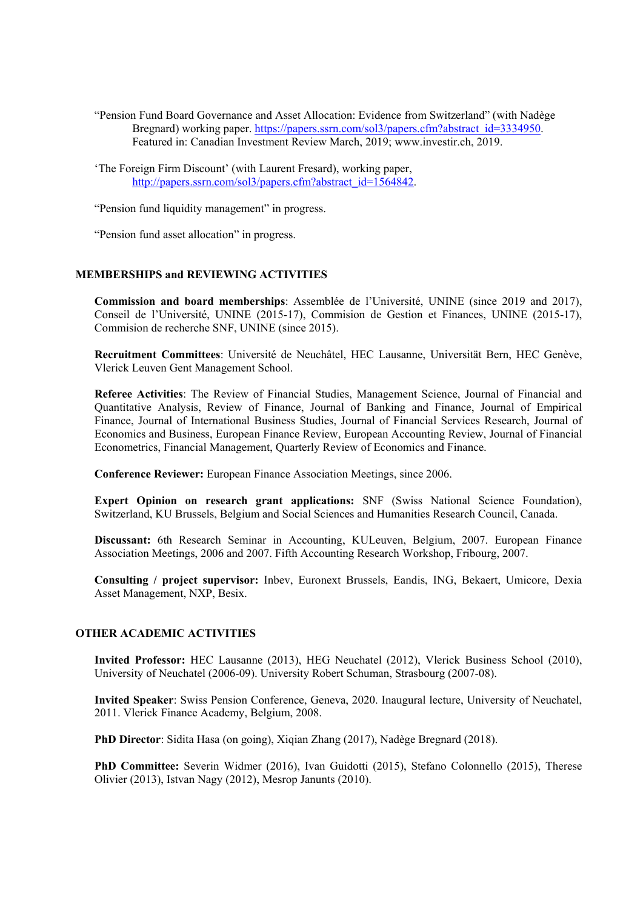"Pension Fund Board Governance and Asset Allocation: Evidence from Switzerland" (with Nadège Bregnard) working paper. https://papers.ssrn.com/sol3/papers.cfm?abstract_id=3334950. Featured in: Canadian Investment Review March, 2019; www.investir.ch, 2019.

'The Foreign Firm Discount' (with Laurent Fresard), working paper, http://papers.ssrn.com/sol3/papers.cfm?abstract_id=1564842.

"Pension fund liquidity management" in progress.

"Pension fund asset allocation" in progress.

## MEMBERSHIPS and REVIEWING ACTIVITIES

**Commission and board memberships**: Assemblée de l'Université, UNINE (since 2019 and 2017), Conseil de l'Université, UNINE (2015-17), Commision de Gestion et Finances, UNINE (2015-17), Commision de recherche SNF, UNINE (since 2015).

**Recruitment Committees**: Université de Neuchâtel, HEC Lausanne, Universität Bern, HEC Genève, Vlerick Leuven Gent Management School.

**Referee Activities**: The Review of Financial Studies, Management Science, Journal of Financial and Quantitative Analysis, Review of Finance, Journal of Banking and Finance, Journal of Empirical Finance, Journal of International Business Studies, Journal of Financial Services Research, Journal of Economics and Business, European Finance Review, European Accounting Review, Journal of Financial Econometrics, Financial Management, Quarterly Review of Economics and Finance.

**Conference Reviewer:** European Finance Association Meetings, since 2006.

**Expert Opinion on research grant applications:** SNF (Swiss National Science Foundation), Switzerland, KU Brussels, Belgium and Social Sciences and Humanities Research Council, Canada.

**Discussant:** 6th Research Seminar in Accounting, KULeuven, Belgium, 2007. European Finance Association Meetings, 2006 and 2007. Fifth Accounting Research Workshop, Fribourg, 2007.

**Consulting / project supervisor:** Inbev, Euronext Brussels, Eandis, ING, Bekaert, Umicore, Dexia Asset Management, NXP, Besix.

## OTHER ACADEMIC ACTIVITIES

**Invited Professor:** HEC Lausanne (2013), HEG Neuchatel (2012), Vlerick Business School (2010), University of Neuchatel (2006-09). University Robert Schuman, Strasbourg (2007-08).

**Invited Speaker**: Swiss Pension Conference, Geneva, 2020. Inaugural lecture, University of Neuchatel, 2011. Vlerick Finance Academy, Belgium, 2008.

**PhD Director**: Sidita Hasa (on going), Xiqian Zhang (2017), Nadège Bregnard (2018).

**PhD Committee:** Severin Widmer (2016), Ivan Guidotti (2015), Stefano Colonnello (2015), Therese Olivier (2013), Istvan Nagy (2012), Mesrop Janunts (2010).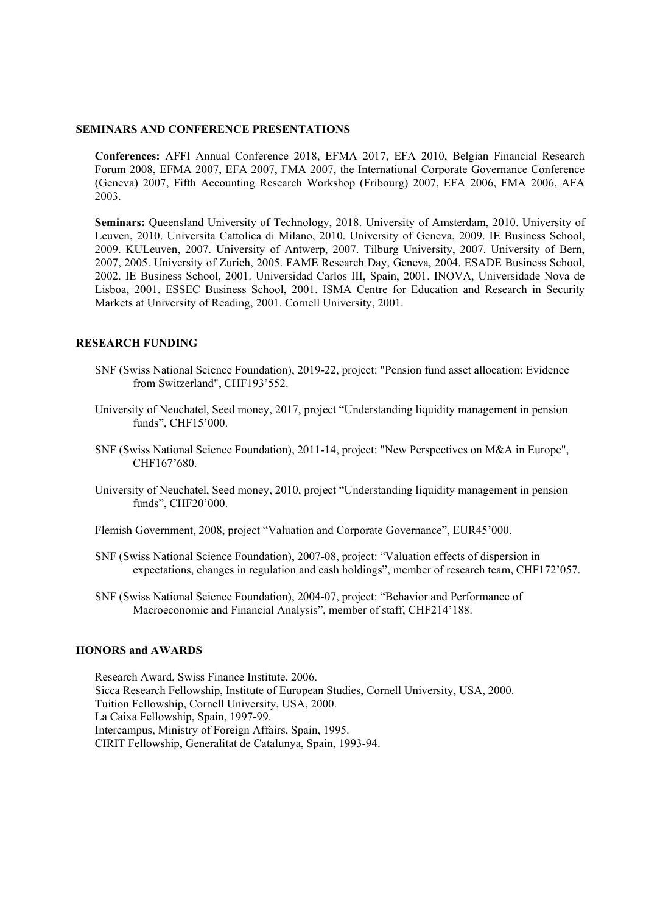## SEMINARS AND CONFERENCE PRESENTATIONS

**Conferences:** AFFI Annual Conference 2018, EFMA 2017, EFA 2010, Belgian Financial Research Forum 2008, EFMA 2007, EFA 2007, FMA 2007, the International Corporate Governance Conference (Geneva) 2007, Fifth Accounting Research Workshop (Fribourg) 2007, EFA 2006, FMA 2006, AFA 2003.

**Seminars:** Queensland University of Technology, 2018. University of Amsterdam, 2010. University of Leuven, 2010. Universita Cattolica di Milano, 2010. University of Geneva, 2009. IE Business School, 2009. KULeuven, 2007. University of Antwerp, 2007. Tilburg University, 2007. University of Bern, 2007, 2005. University of Zurich, 2005. FAME Research Day, Geneva, 2004. ESADE Business School, 2002. IE Business School, 2001. Universidad Carlos III, Spain, 2001. INOVA, Universidade Nova de Lisboa, 2001. ESSEC Business School, 2001. ISMA Centre for Education and Research in Security Markets at University of Reading, 2001. Cornell University, 2001.

## RESEARCH FUNDING

SNF (Swiss National Science Foundation), 2019-22, project: "Pension fund asset allocation: Evidence from Switzerland", CHF193'552.

University of Neuchatel, Seed money, 2017, project "Understanding liquidity management in pension funds", CHF15'000.

SNF (Swiss National Science Foundation), 2011-14, project: "New Perspectives on M&A in Europe", CHF167'680.

University of Neuchatel, Seed money, 2010, project "Understanding liquidity management in pension funds", CHF20'000.

Flemish Government, 2008, project "Valuation and Corporate Governance", EUR45'000.

SNF (Swiss National Science Foundation), 2007-08, project: "Valuation effects of dispersion in expectations, changes in regulation and cash holdings", member of research team, CHF172'057.

SNF (Swiss National Science Foundation), 2004-07, project: "Behavior and Performance of Macroeconomic and Financial Analysis", member of staff, CHF214'188.

## HONORS and AWARDS

Research Award, Swiss Finance Institute, 2006.
Sicca Research Fellowship, Institute of European Studies, Cornell University, USA, 2000.
Tuition Fellowship, Cornell University, USA, 2000.
La Caixa Fellowship, Spain, 1997-99.
Intercampus, Ministry of Foreign Affairs, Spain, 1995.
CIRIT Fellowship, Generalitat de Catalunya, Spain, 1993-94.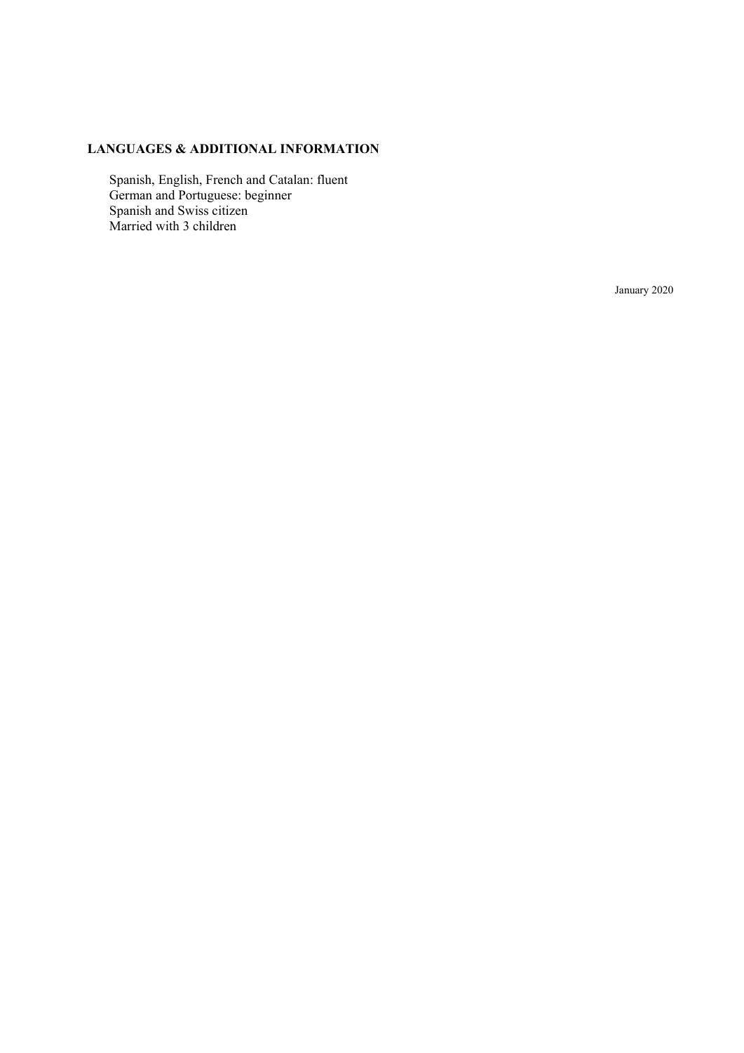## LANGUAGES & ADDITIONAL INFORMATION

Spanish, English, French and Catalan: fluent
German and Portuguese: beginner
Spanish and Swiss citizen
Married with 3 children

January 2020